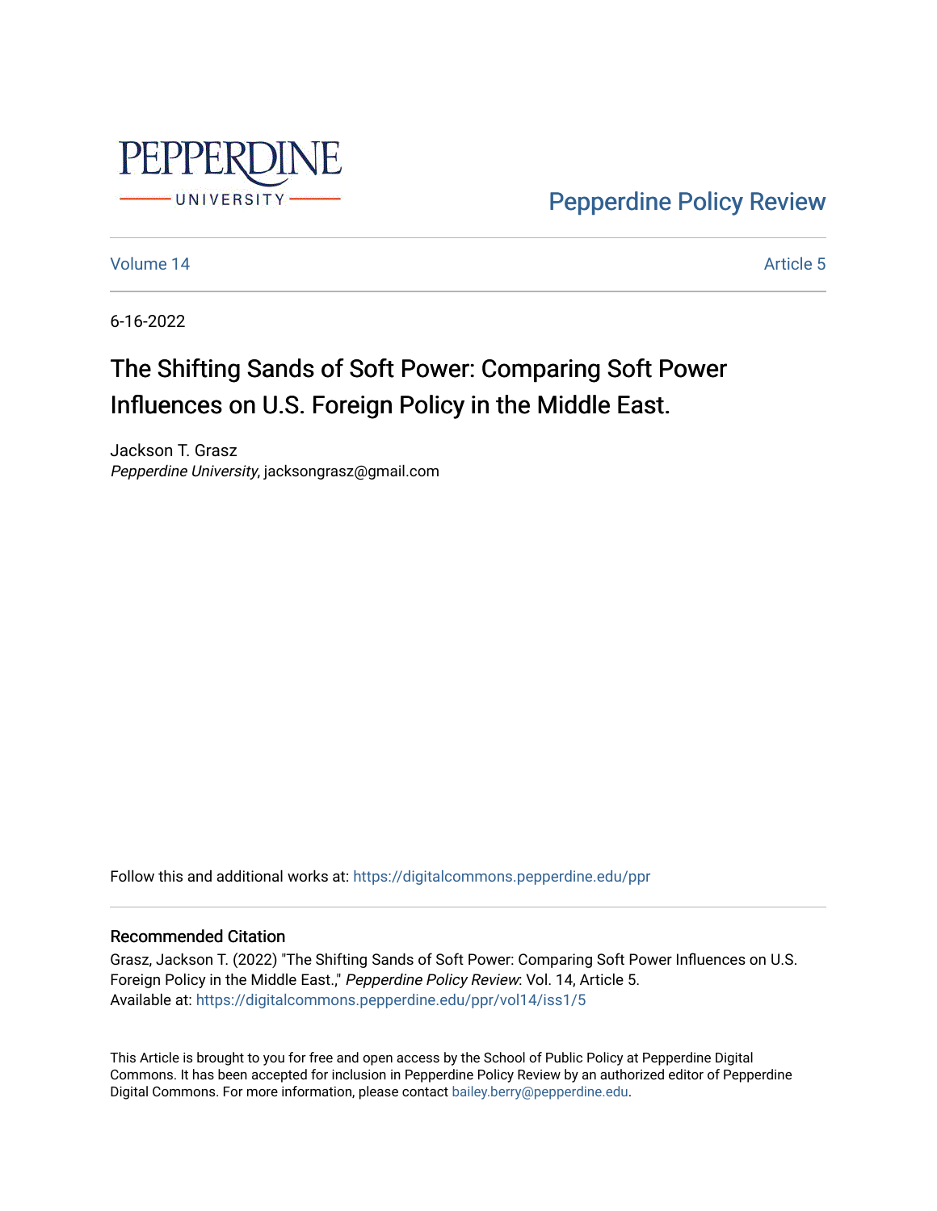Pepperdine University

Pepperdine Policy Review

Volume 14 Article 5

6-16-2022

# The Shifting Sands of Soft Power: Comparing Soft Power Influences on U.S. Foreign Policy in the Middle East.

Jackson T. Grasz
*Pepperdine University*, jacksongrasz@gmail.com

Follow this and additional works at: https://digitalcommons.pepperdine.edu/ppr

## Recommended Citation

Grasz, Jackson T. (2022) "The Shifting Sands of Soft Power: Comparing Soft Power Influences on U.S. Foreign Policy in the Middle East.," *Pepperdine Policy Review*: Vol. 14, Article 5.
Available at: https://digitalcommons.pepperdine.edu/ppr/vol14/iss1/5

This Article is brought to you for free and open access by the School of Public Policy at Pepperdine Digital Commons. It has been accepted for inclusion in Pepperdine Policy Review by an authorized editor of Pepperdine Digital Commons. For more information, please contact bailey.berry@pepperdine.edu.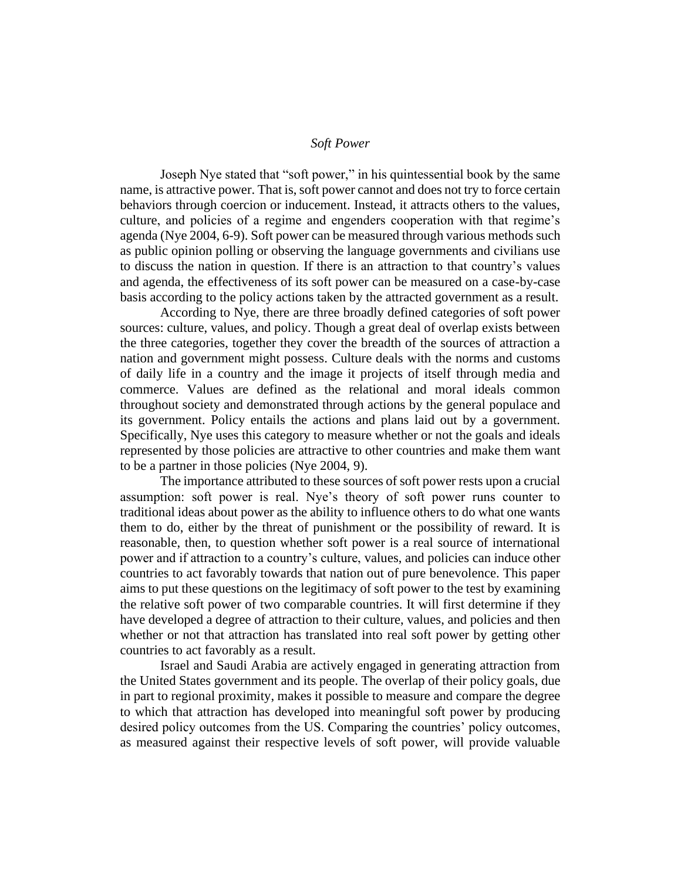## *Soft Power*

Joseph Nye stated that "soft power," in his quintessential book by the same name, is attractive power. That is, soft power cannot and does not try to force certain behaviors through coercion or inducement. Instead, it attracts others to the values, culture, and policies of a regime and engenders cooperation with that regime's agenda (Nye 2004, 6-9). Soft power can be measured through various methods such as public opinion polling or observing the language governments and civilians use to discuss the nation in question. If there is an attraction to that country's values and agenda, the effectiveness of its soft power can be measured on a case-by-case basis according to the policy actions taken by the attracted government as a result.

According to Nye, there are three broadly defined categories of soft power sources: culture, values, and policy. Though a great deal of overlap exists between the three categories, together they cover the breadth of the sources of attraction a nation and government might possess. Culture deals with the norms and customs of daily life in a country and the image it projects of itself through media and commerce. Values are defined as the relational and moral ideals common throughout society and demonstrated through actions by the general populace and its government. Policy entails the actions and plans laid out by a government. Specifically, Nye uses this category to measure whether or not the goals and ideals represented by those policies are attractive to other countries and make them want to be a partner in those policies (Nye 2004, 9).

The importance attributed to these sources of soft power rests upon a crucial assumption: soft power is real. Nye's theory of soft power runs counter to traditional ideas about power as the ability to influence others to do what one wants them to do, either by the threat of punishment or the possibility of reward. It is reasonable, then, to question whether soft power is a real source of international power and if attraction to a country's culture, values, and policies can induce other countries to act favorably towards that nation out of pure benevolence. This paper aims to put these questions on the legitimacy of soft power to the test by examining the relative soft power of two comparable countries. It will first determine if they have developed a degree of attraction to their culture, values, and policies and then whether or not that attraction has translated into real soft power by getting other countries to act favorably as a result.

Israel and Saudi Arabia are actively engaged in generating attraction from the United States government and its people. The overlap of their policy goals, due in part to regional proximity, makes it possible to measure and compare the degree to which that attraction has developed into meaningful soft power by producing desired policy outcomes from the US. Comparing the countries' policy outcomes, as measured against their respective levels of soft power, will provide valuable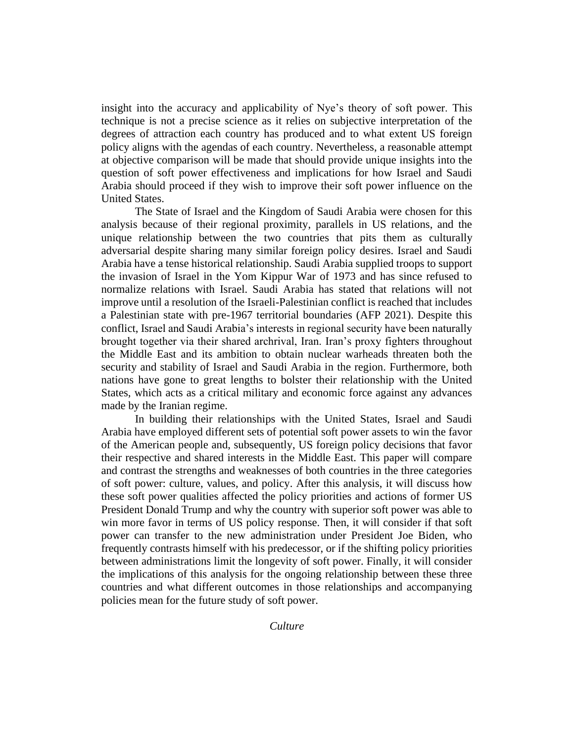insight into the accuracy and applicability of Nye's theory of soft power. This technique is not a precise science as it relies on subjective interpretation of the degrees of attraction each country has produced and to what extent US foreign policy aligns with the agendas of each country. Nevertheless, a reasonable attempt at objective comparison will be made that should provide unique insights into the question of soft power effectiveness and implications for how Israel and Saudi Arabia should proceed if they wish to improve their soft power influence on the United States.

The State of Israel and the Kingdom of Saudi Arabia were chosen for this analysis because of their regional proximity, parallels in US relations, and the unique relationship between the two countries that pits them as culturally adversarial despite sharing many similar foreign policy desires. Israel and Saudi Arabia have a tense historical relationship. Saudi Arabia supplied troops to support the invasion of Israel in the Yom Kippur War of 1973 and has since refused to normalize relations with Israel. Saudi Arabia has stated that relations will not improve until a resolution of the Israeli-Palestinian conflict is reached that includes a Palestinian state with pre-1967 territorial boundaries (AFP 2021). Despite this conflict, Israel and Saudi Arabia's interests in regional security have been naturally brought together via their shared archrival, Iran. Iran's proxy fighters throughout the Middle East and its ambition to obtain nuclear warheads threaten both the security and stability of Israel and Saudi Arabia in the region. Furthermore, both nations have gone to great lengths to bolster their relationship with the United States, which acts as a critical military and economic force against any advances made by the Iranian regime.

In building their relationships with the United States, Israel and Saudi Arabia have employed different sets of potential soft power assets to win the favor of the American people and, subsequently, US foreign policy decisions that favor their respective and shared interests in the Middle East. This paper will compare and contrast the strengths and weaknesses of both countries in the three categories of soft power: culture, values, and policy. After this analysis, it will discuss how these soft power qualities affected the policy priorities and actions of former US President Donald Trump and why the country with superior soft power was able to win more favor in terms of US policy response. Then, it will consider if that soft power can transfer to the new administration under President Joe Biden, who frequently contrasts himself with his predecessor, or if the shifting policy priorities between administrations limit the longevity of soft power. Finally, it will consider the implications of this analysis for the ongoing relationship between these three countries and what different outcomes in those relationships and accompanying policies mean for the future study of soft power.

## *Culture*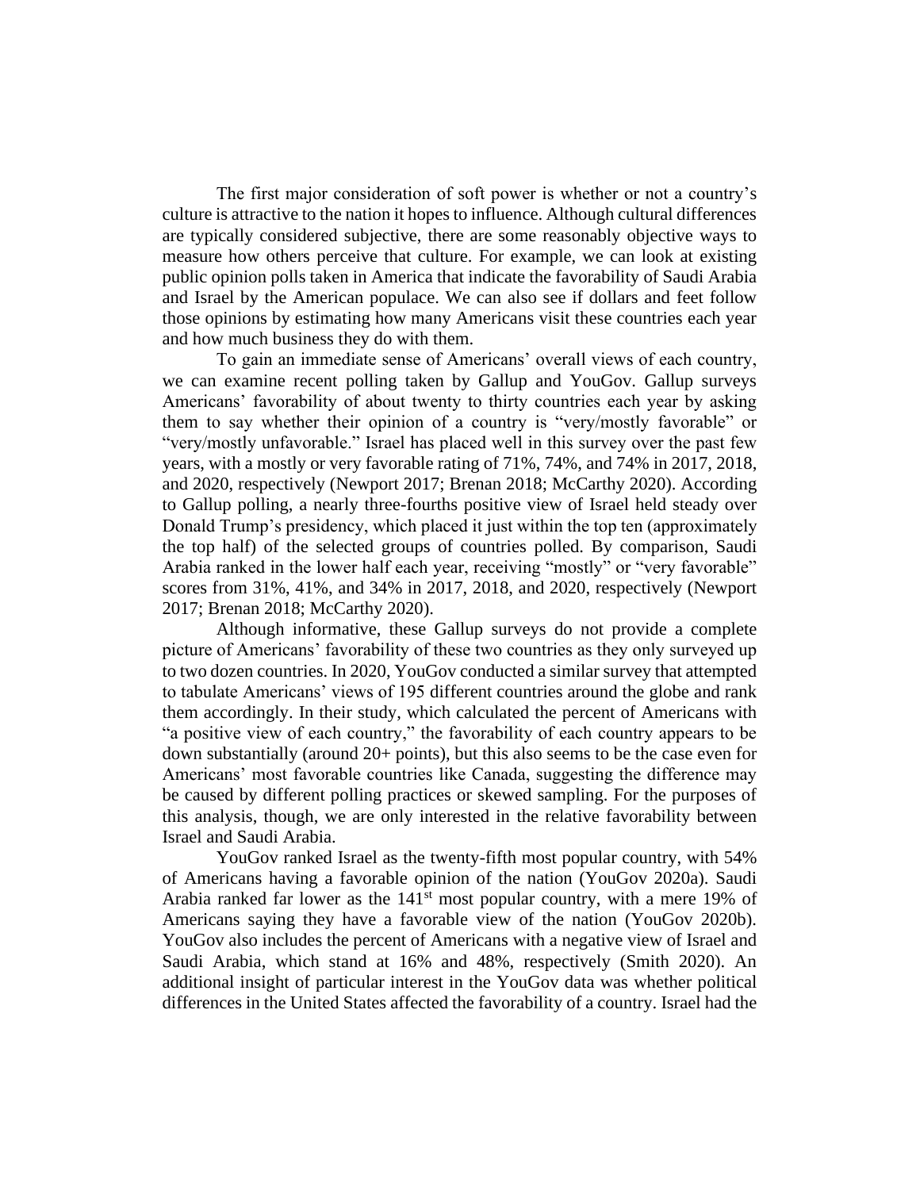The first major consideration of soft power is whether or not a country's culture is attractive to the nation it hopes to influence. Although cultural differences are typically considered subjective, there are some reasonably objective ways to measure how others perceive that culture. For example, we can look at existing public opinion polls taken in America that indicate the favorability of Saudi Arabia and Israel by the American populace. We can also see if dollars and feet follow those opinions by estimating how many Americans visit these countries each year and how much business they do with them.

To gain an immediate sense of Americans' overall views of each country, we can examine recent polling taken by Gallup and YouGov. Gallup surveys Americans' favorability of about twenty to thirty countries each year by asking them to say whether their opinion of a country is "very/mostly favorable" or "very/mostly unfavorable." Israel has placed well in this survey over the past few years, with a mostly or very favorable rating of 71%, 74%, and 74% in 2017, 2018, and 2020, respectively (Newport 2017; Brenan 2018; McCarthy 2020). According to Gallup polling, a nearly three-fourths positive view of Israel held steady over Donald Trump's presidency, which placed it just within the top ten (approximately the top half) of the selected groups of countries polled. By comparison, Saudi Arabia ranked in the lower half each year, receiving "mostly" or "very favorable" scores from 31%, 41%, and 34% in 2017, 2018, and 2020, respectively (Newport 2017; Brenan 2018; McCarthy 2020).

Although informative, these Gallup surveys do not provide a complete picture of Americans' favorability of these two countries as they only surveyed up to two dozen countries. In 2020, YouGov conducted a similar survey that attempted to tabulate Americans' views of 195 different countries around the globe and rank them accordingly. In their study, which calculated the percent of Americans with "a positive view of each country," the favorability of each country appears to be down substantially (around 20+ points), but this also seems to be the case even for Americans' most favorable countries like Canada, suggesting the difference may be caused by different polling practices or skewed sampling. For the purposes of this analysis, though, we are only interested in the relative favorability between Israel and Saudi Arabia.

YouGov ranked Israel as the twenty-fifth most popular country, with 54% of Americans having a favorable opinion of the nation (YouGov 2020a). Saudi Arabia ranked far lower as the 141st most popular country, with a mere 19% of Americans saying they have a favorable view of the nation (YouGov 2020b). YouGov also includes the percent of Americans with a negative view of Israel and Saudi Arabia, which stand at 16% and 48%, respectively (Smith 2020). An additional insight of particular interest in the YouGov data was whether political differences in the United States affected the favorability of a country. Israel had the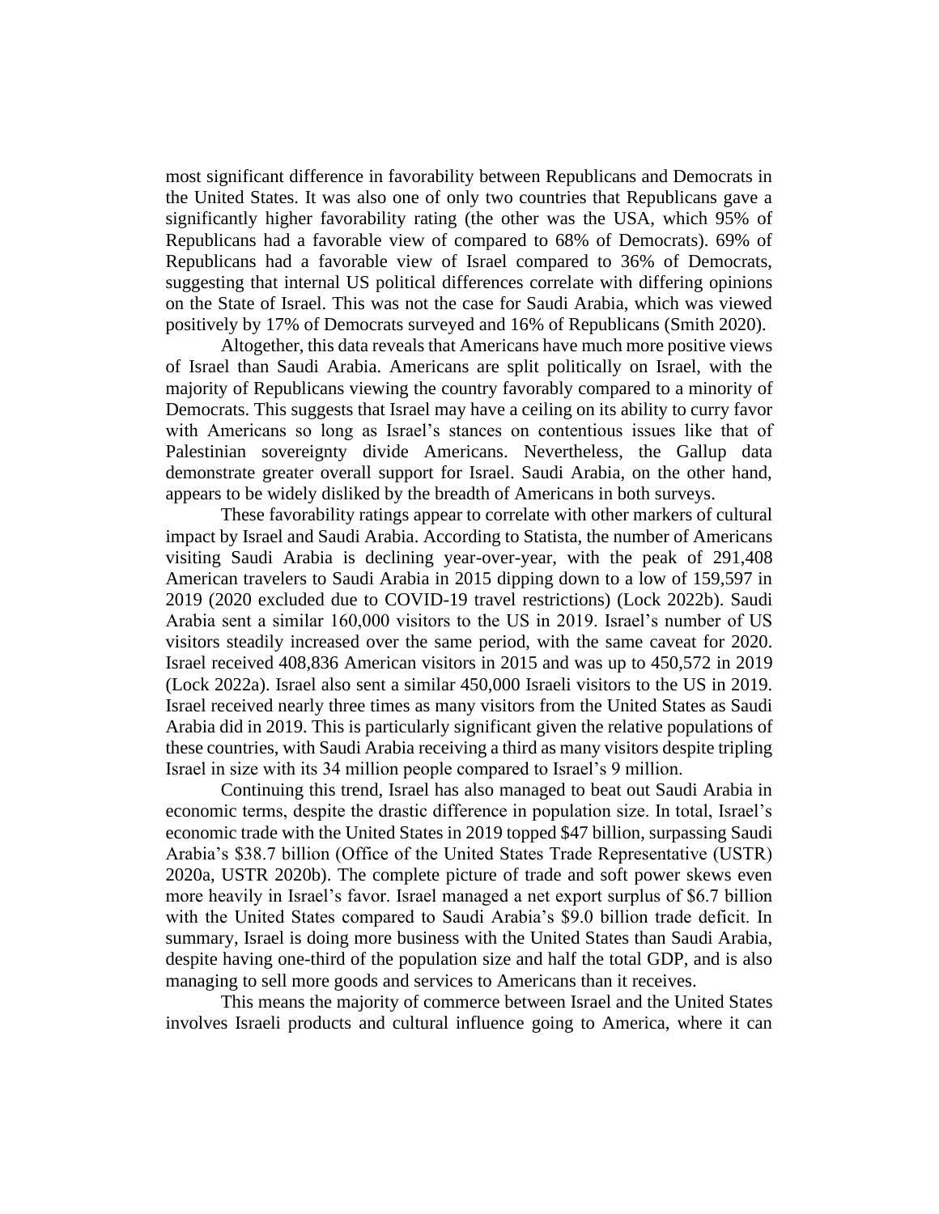most significant difference in favorability between Republicans and Democrats in the United States. It was also one of only two countries that Republicans gave a significantly higher favorability rating (the other was the USA, which 95% of Republicans had a favorable view of compared to 68% of Democrats). 69% of Republicans had a favorable view of Israel compared to 36% of Democrats, suggesting that internal US political differences correlate with differing opinions on the State of Israel. This was not the case for Saudi Arabia, which was viewed positively by 17% of Democrats surveyed and 16% of Republicans (Smith 2020).

Altogether, this data reveals that Americans have much more positive views of Israel than Saudi Arabia. Americans are split politically on Israel, with the majority of Republicans viewing the country favorably compared to a minority of Democrats. This suggests that Israel may have a ceiling on its ability to curry favor with Americans so long as Israel's stances on contentious issues like that of Palestinian sovereignty divide Americans. Nevertheless, the Gallup data demonstrate greater overall support for Israel. Saudi Arabia, on the other hand, appears to be widely disliked by the breadth of Americans in both surveys.

These favorability ratings appear to correlate with other markers of cultural impact by Israel and Saudi Arabia. According to Statista, the number of Americans visiting Saudi Arabia is declining year-over-year, with the peak of 291,408 American travelers to Saudi Arabia in 2015 dipping down to a low of 159,597 in 2019 (2020 excluded due to COVID-19 travel restrictions) (Lock 2022b). Saudi Arabia sent a similar 160,000 visitors to the US in 2019. Israel's number of US visitors steadily increased over the same period, with the same caveat for 2020. Israel received 408,836 American visitors in 2015 and was up to 450,572 in 2019 (Lock 2022a). Israel also sent a similar 450,000 Israeli visitors to the US in 2019. Israel received nearly three times as many visitors from the United States as Saudi Arabia did in 2019. This is particularly significant given the relative populations of these countries, with Saudi Arabia receiving a third as many visitors despite tripling Israel in size with its 34 million people compared to Israel's 9 million.

Continuing this trend, Israel has also managed to beat out Saudi Arabia in economic terms, despite the drastic difference in population size. In total, Israel's economic trade with the United States in 2019 topped $47 billion, surpassing Saudi Arabia's $38.7 billion (Office of the United States Trade Representative (USTR) 2020a, USTR 2020b). The complete picture of trade and soft power skews even more heavily in Israel's favor. Israel managed a net export surplus of $6.7 billion with the United States compared to Saudi Arabia's $9.0 billion trade deficit. In summary, Israel is doing more business with the United States than Saudi Arabia, despite having one-third of the population size and half the total GDP, and is also managing to sell more goods and services to Americans than it receives.

This means the majority of commerce between Israel and the United States involves Israeli products and cultural influence going to America, where it can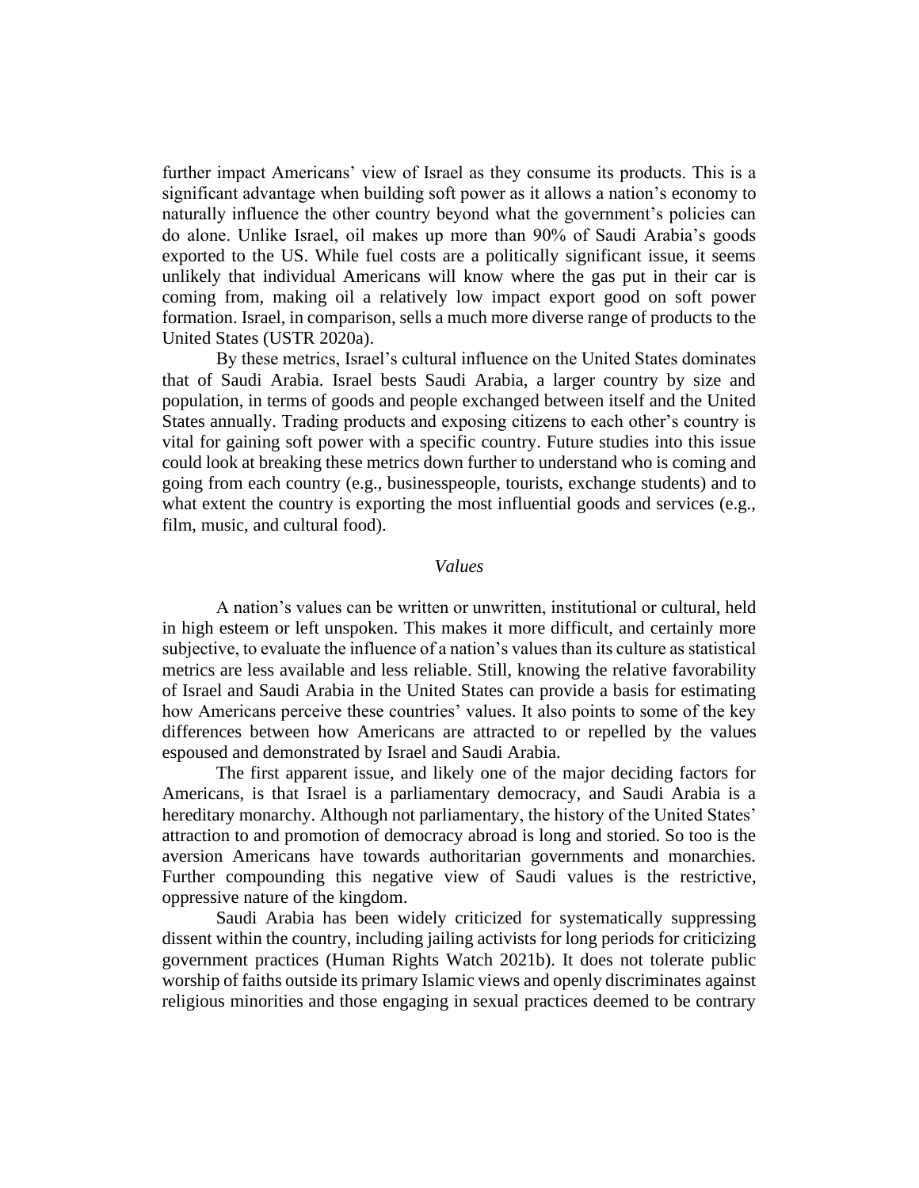further impact Americans' view of Israel as they consume its products. This is a significant advantage when building soft power as it allows a nation's economy to naturally influence the other country beyond what the government's policies can do alone. Unlike Israel, oil makes up more than 90% of Saudi Arabia's goods exported to the US. While fuel costs are a politically significant issue, it seems unlikely that individual Americans will know where the gas put in their car is coming from, making oil a relatively low impact export good on soft power formation. Israel, in comparison, sells a much more diverse range of products to the United States (USTR 2020a).

By these metrics, Israel's cultural influence on the United States dominates that of Saudi Arabia. Israel bests Saudi Arabia, a larger country by size and population, in terms of goods and people exchanged between itself and the United States annually. Trading products and exposing citizens to each other's country is vital for gaining soft power with a specific country. Future studies into this issue could look at breaking these metrics down further to understand who is coming and going from each country (e.g., businesspeople, tourists, exchange students) and to what extent the country is exporting the most influential goods and services (e.g., film, music, and cultural food).

### *Values*

A nation's values can be written or unwritten, institutional or cultural, held in high esteem or left unspoken. This makes it more difficult, and certainly more subjective, to evaluate the influence of a nation's values than its culture as statistical metrics are less available and less reliable. Still, knowing the relative favorability of Israel and Saudi Arabia in the United States can provide a basis for estimating how Americans perceive these countries' values. It also points to some of the key differences between how Americans are attracted to or repelled by the values espoused and demonstrated by Israel and Saudi Arabia.

The first apparent issue, and likely one of the major deciding factors for Americans, is that Israel is a parliamentary democracy, and Saudi Arabia is a hereditary monarchy. Although not parliamentary, the history of the United States' attraction to and promotion of democracy abroad is long and storied. So too is the aversion Americans have towards authoritarian governments and monarchies. Further compounding this negative view of Saudi values is the restrictive, oppressive nature of the kingdom.

Saudi Arabia has been widely criticized for systematically suppressing dissent within the country, including jailing activists for long periods for criticizing government practices (Human Rights Watch 2021b). It does not tolerate public worship of faiths outside its primary Islamic views and openly discriminates against religious minorities and those engaging in sexual practices deemed to be contrary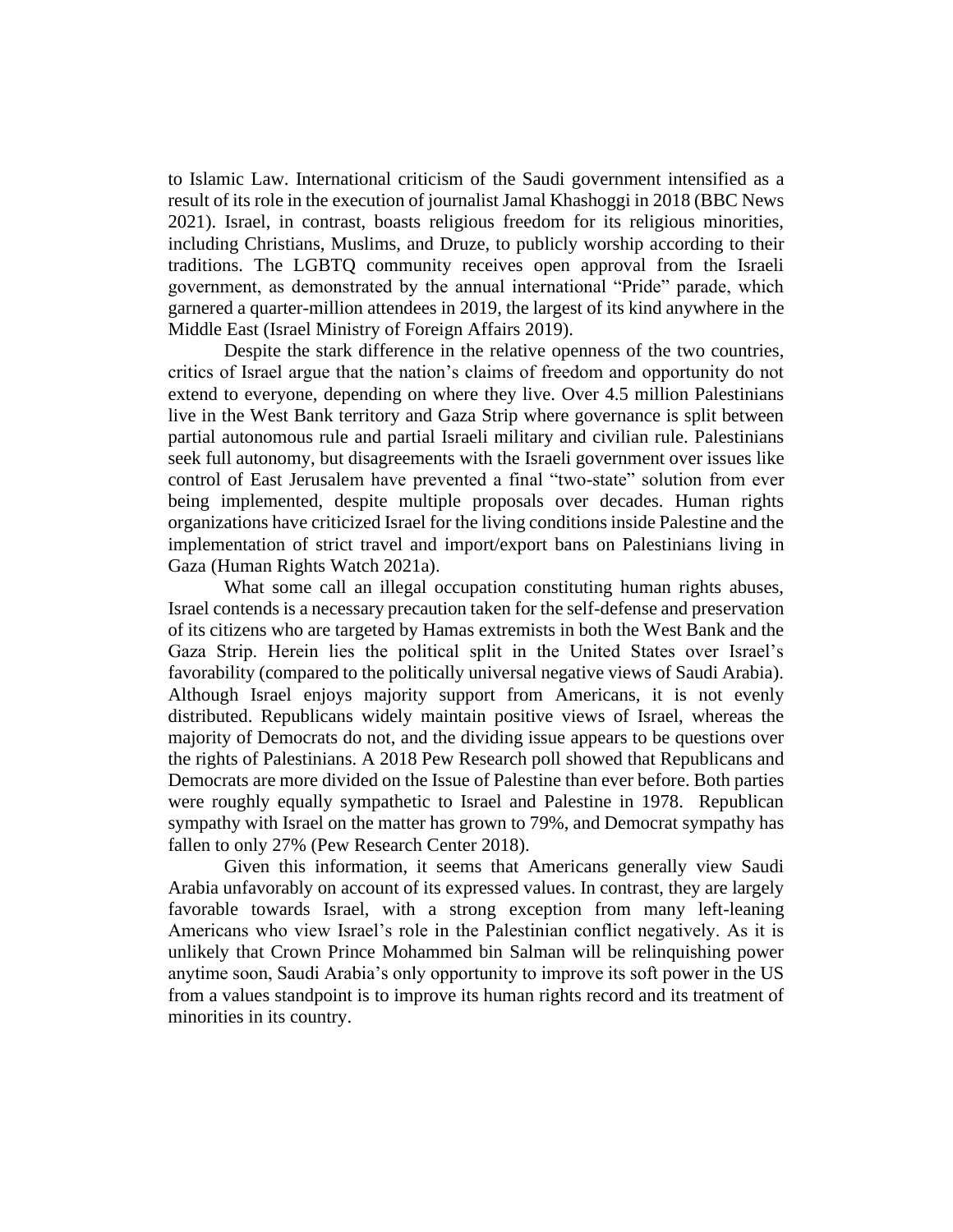to Islamic Law. International criticism of the Saudi government intensified as a result of its role in the execution of journalist Jamal Khashoggi in 2018 (BBC News 2021). Israel, in contrast, boasts religious freedom for its religious minorities, including Christians, Muslims, and Druze, to publicly worship according to their traditions. The LGBTQ community receives open approval from the Israeli government, as demonstrated by the annual international "Pride" parade, which garnered a quarter-million attendees in 2019, the largest of its kind anywhere in the Middle East (Israel Ministry of Foreign Affairs 2019).

Despite the stark difference in the relative openness of the two countries, critics of Israel argue that the nation's claims of freedom and opportunity do not extend to everyone, depending on where they live. Over 4.5 million Palestinians live in the West Bank territory and Gaza Strip where governance is split between partial autonomous rule and partial Israeli military and civilian rule. Palestinians seek full autonomy, but disagreements with the Israeli government over issues like control of East Jerusalem have prevented a final "two-state" solution from ever being implemented, despite multiple proposals over decades. Human rights organizations have criticized Israel for the living conditions inside Palestine and the implementation of strict travel and import/export bans on Palestinians living in Gaza (Human Rights Watch 2021a).

What some call an illegal occupation constituting human rights abuses, Israel contends is a necessary precaution taken for the self-defense and preservation of its citizens who are targeted by Hamas extremists in both the West Bank and the Gaza Strip. Herein lies the political split in the United States over Israel's favorability (compared to the politically universal negative views of Saudi Arabia). Although Israel enjoys majority support from Americans, it is not evenly distributed. Republicans widely maintain positive views of Israel, whereas the majority of Democrats do not, and the dividing issue appears to be questions over the rights of Palestinians. A 2018 Pew Research poll showed that Republicans and Democrats are more divided on the Issue of Palestine than ever before. Both parties were roughly equally sympathetic to Israel and Palestine in 1978. Republican sympathy with Israel on the matter has grown to 79%, and Democrat sympathy has fallen to only 27% (Pew Research Center 2018).

Given this information, it seems that Americans generally view Saudi Arabia unfavorably on account of its expressed values. In contrast, they are largely favorable towards Israel, with a strong exception from many left-leaning Americans who view Israel's role in the Palestinian conflict negatively. As it is unlikely that Crown Prince Mohammed bin Salman will be relinquishing power anytime soon, Saudi Arabia's only opportunity to improve its soft power in the US from a values standpoint is to improve its human rights record and its treatment of minorities in its country.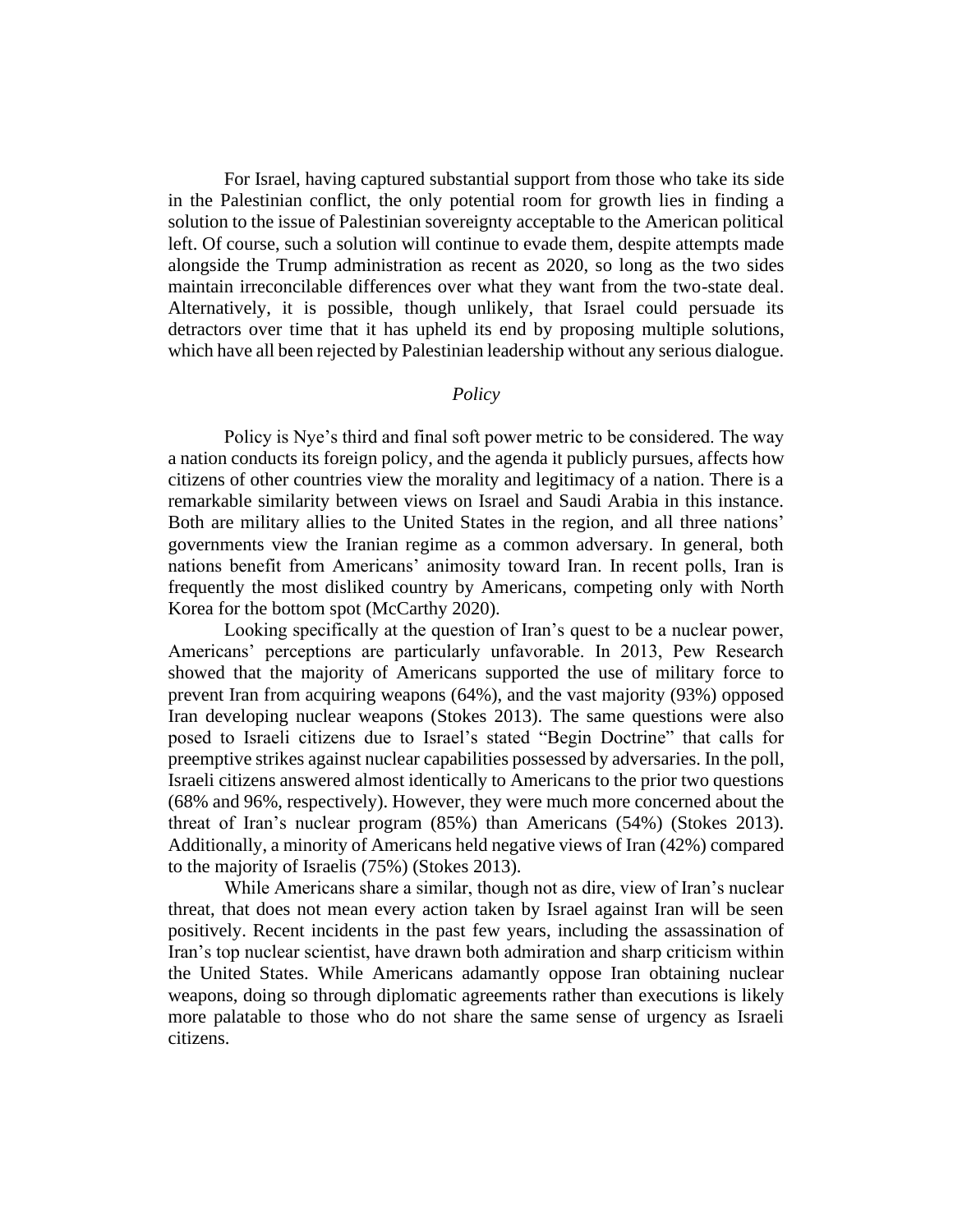For Israel, having captured substantial support from those who take its side in the Palestinian conflict, the only potential room for growth lies in finding a solution to the issue of Palestinian sovereignty acceptable to the American political left. Of course, such a solution will continue to evade them, despite attempts made alongside the Trump administration as recent as 2020, so long as the two sides maintain irreconcilable differences over what they want from the two-state deal. Alternatively, it is possible, though unlikely, that Israel could persuade its detractors over time that it has upheld its end by proposing multiple solutions, which have all been rejected by Palestinian leadership without any serious dialogue.

### *Policy*

Policy is Nye's third and final soft power metric to be considered. The way a nation conducts its foreign policy, and the agenda it publicly pursues, affects how citizens of other countries view the morality and legitimacy of a nation. There is a remarkable similarity between views on Israel and Saudi Arabia in this instance. Both are military allies to the United States in the region, and all three nations' governments view the Iranian regime as a common adversary. In general, both nations benefit from Americans' animosity toward Iran. In recent polls, Iran is frequently the most disliked country by Americans, competing only with North Korea for the bottom spot (McCarthy 2020).

Looking specifically at the question of Iran's quest to be a nuclear power, Americans' perceptions are particularly unfavorable. In 2013, Pew Research showed that the majority of Americans supported the use of military force to prevent Iran from acquiring weapons (64%), and the vast majority (93%) opposed Iran developing nuclear weapons (Stokes 2013). The same questions were also posed to Israeli citizens due to Israel's stated "Begin Doctrine" that calls for preemptive strikes against nuclear capabilities possessed by adversaries. In the poll, Israeli citizens answered almost identically to Americans to the prior two questions (68% and 96%, respectively). However, they were much more concerned about the threat of Iran's nuclear program (85%) than Americans (54%) (Stokes 2013). Additionally, a minority of Americans held negative views of Iran (42%) compared to the majority of Israelis (75%) (Stokes 2013).

While Americans share a similar, though not as dire, view of Iran's nuclear threat, that does not mean every action taken by Israel against Iran will be seen positively. Recent incidents in the past few years, including the assassination of Iran's top nuclear scientist, have drawn both admiration and sharp criticism within the United States. While Americans adamantly oppose Iran obtaining nuclear weapons, doing so through diplomatic agreements rather than executions is likely more palatable to those who do not share the same sense of urgency as Israeli citizens.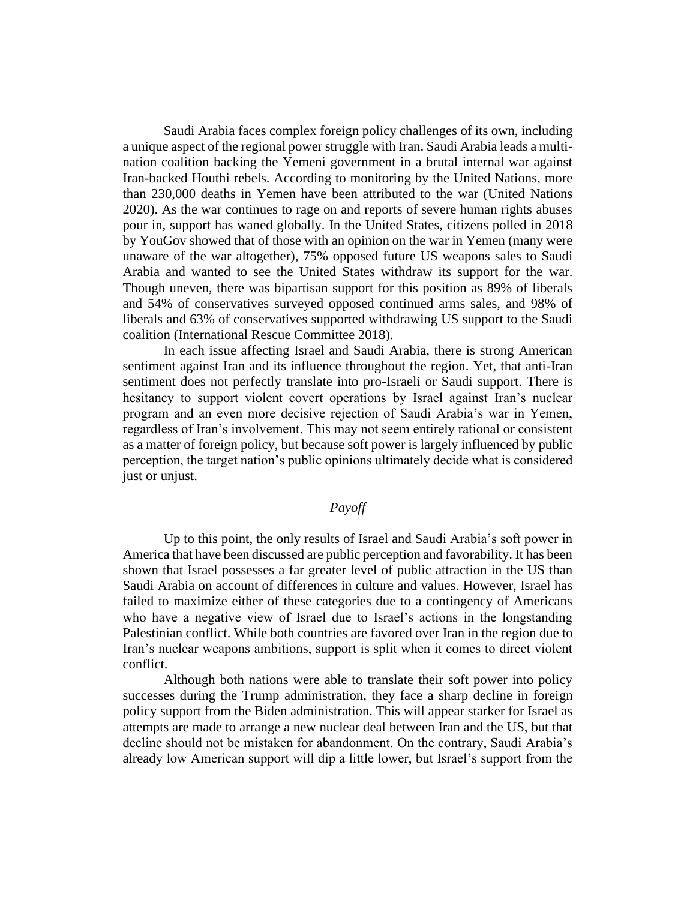Saudi Arabia faces complex foreign policy challenges of its own, including a unique aspect of the regional power struggle with Iran. Saudi Arabia leads a multi-nation coalition backing the Yemeni government in a brutal internal war against Iran-backed Houthi rebels. According to monitoring by the United Nations, more than 230,000 deaths in Yemen have been attributed to the war (United Nations 2020). As the war continues to rage on and reports of severe human rights abuses pour in, support has waned globally. In the United States, citizens polled in 2018 by YouGov showed that of those with an opinion on the war in Yemen (many were unaware of the war altogether), 75% opposed future US weapons sales to Saudi Arabia and wanted to see the United States withdraw its support for the war. Though uneven, there was bipartisan support for this position as 89% of liberals and 54% of conservatives surveyed opposed continued arms sales, and 98% of liberals and 63% of conservatives supported withdrawing US support to the Saudi coalition (International Rescue Committee 2018).

In each issue affecting Israel and Saudi Arabia, there is strong American sentiment against Iran and its influence throughout the region. Yet, that anti-Iran sentiment does not perfectly translate into pro-Israeli or Saudi support. There is hesitancy to support violent covert operations by Israel against Iran's nuclear program and an even more decisive rejection of Saudi Arabia's war in Yemen, regardless of Iran's involvement. This may not seem entirely rational or consistent as a matter of foreign policy, but because soft power is largely influenced by public perception, the target nation's public opinions ultimately decide what is considered just or unjust.

### *Payoff*

Up to this point, the only results of Israel and Saudi Arabia's soft power in America that have been discussed are public perception and favorability. It has been shown that Israel possesses a far greater level of public attraction in the US than Saudi Arabia on account of differences in culture and values. However, Israel has failed to maximize either of these categories due to a contingency of Americans who have a negative view of Israel due to Israel's actions in the longstanding Palestinian conflict. While both countries are favored over Iran in the region due to Iran's nuclear weapons ambitions, support is split when it comes to direct violent conflict.

Although both nations were able to translate their soft power into policy successes during the Trump administration, they face a sharp decline in foreign policy support from the Biden administration. This will appear starker for Israel as attempts are made to arrange a new nuclear deal between Iran and the US, but that decline should not be mistaken for abandonment. On the contrary, Saudi Arabia's already low American support will dip a little lower, but Israel's support from the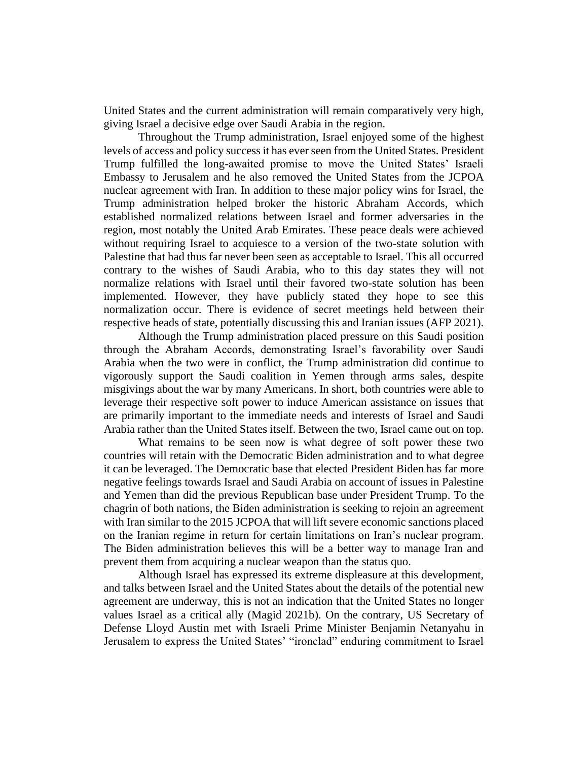United States and the current administration will remain comparatively very high, giving Israel a decisive edge over Saudi Arabia in the region.

Throughout the Trump administration, Israel enjoyed some of the highest levels of access and policy success it has ever seen from the United States. President Trump fulfilled the long-awaited promise to move the United States' Israeli Embassy to Jerusalem and he also removed the United States from the JCPOA nuclear agreement with Iran. In addition to these major policy wins for Israel, the Trump administration helped broker the historic Abraham Accords, which established normalized relations between Israel and former adversaries in the region, most notably the United Arab Emirates. These peace deals were achieved without requiring Israel to acquiesce to a version of the two-state solution with Palestine that had thus far never been seen as acceptable to Israel. This all occurred contrary to the wishes of Saudi Arabia, who to this day states they will not normalize relations with Israel until their favored two-state solution has been implemented. However, they have publicly stated they hope to see this normalization occur. There is evidence of secret meetings held between their respective heads of state, potentially discussing this and Iranian issues (AFP 2021).

Although the Trump administration placed pressure on this Saudi position through the Abraham Accords, demonstrating Israel's favorability over Saudi Arabia when the two were in conflict, the Trump administration did continue to vigorously support the Saudi coalition in Yemen through arms sales, despite misgivings about the war by many Americans. In short, both countries were able to leverage their respective soft power to induce American assistance on issues that are primarily important to the immediate needs and interests of Israel and Saudi Arabia rather than the United States itself. Between the two, Israel came out on top.

What remains to be seen now is what degree of soft power these two countries will retain with the Democratic Biden administration and to what degree it can be leveraged. The Democratic base that elected President Biden has far more negative feelings towards Israel and Saudi Arabia on account of issues in Palestine and Yemen than did the previous Republican base under President Trump. To the chagrin of both nations, the Biden administration is seeking to rejoin an agreement with Iran similar to the 2015 JCPOA that will lift severe economic sanctions placed on the Iranian regime in return for certain limitations on Iran's nuclear program. The Biden administration believes this will be a better way to manage Iran and prevent them from acquiring a nuclear weapon than the status quo.

Although Israel has expressed its extreme displeasure at this development, and talks between Israel and the United States about the details of the potential new agreement are underway, this is not an indication that the United States no longer values Israel as a critical ally (Magid 2021b). On the contrary, US Secretary of Defense Lloyd Austin met with Israeli Prime Minister Benjamin Netanyahu in Jerusalem to express the United States' "ironclad" enduring commitment to Israel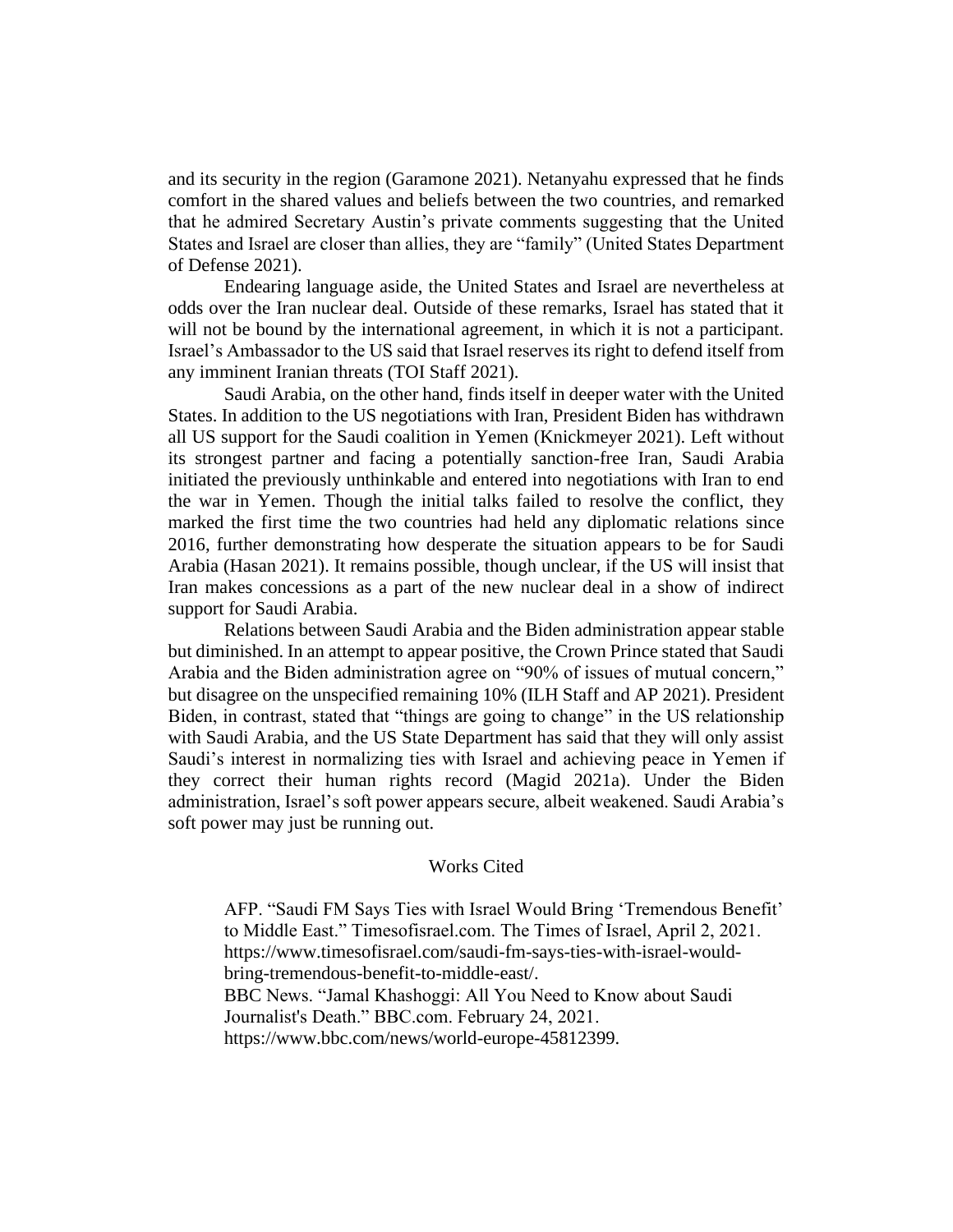and its security in the region (Garamone 2021). Netanyahu expressed that he finds comfort in the shared values and beliefs between the two countries, and remarked that he admired Secretary Austin's private comments suggesting that the United States and Israel are closer than allies, they are "family" (United States Department of Defense 2021).

Endearing language aside, the United States and Israel are nevertheless at odds over the Iran nuclear deal. Outside of these remarks, Israel has stated that it will not be bound by the international agreement, in which it is not a participant. Israel's Ambassador to the US said that Israel reserves its right to defend itself from any imminent Iranian threats (TOI Staff 2021).

Saudi Arabia, on the other hand, finds itself in deeper water with the United States. In addition to the US negotiations with Iran, President Biden has withdrawn all US support for the Saudi coalition in Yemen (Knickmeyer 2021). Left without its strongest partner and facing a potentially sanction-free Iran, Saudi Arabia initiated the previously unthinkable and entered into negotiations with Iran to end the war in Yemen. Though the initial talks failed to resolve the conflict, they marked the first time the two countries had held any diplomatic relations since 2016, further demonstrating how desperate the situation appears to be for Saudi Arabia (Hasan 2021). It remains possible, though unclear, if the US will insist that Iran makes concessions as a part of the new nuclear deal in a show of indirect support for Saudi Arabia.

Relations between Saudi Arabia and the Biden administration appear stable but diminished. In an attempt to appear positive, the Crown Prince stated that Saudi Arabia and the Biden administration agree on "90% of issues of mutual concern," but disagree on the unspecified remaining 10% (ILH Staff and AP 2021). President Biden, in contrast, stated that "things are going to change" in the US relationship with Saudi Arabia, and the US State Department has said that they will only assist Saudi's interest in normalizing ties with Israel and achieving peace in Yemen if they correct their human rights record (Magid 2021a). Under the Biden administration, Israel's soft power appears secure, albeit weakened. Saudi Arabia's soft power may just be running out.

## Works Cited

AFP. "Saudi FM Says Ties with Israel Would Bring 'Tremendous Benefit' to Middle East." Timesofisrael.com. The Times of Israel, April 2, 2021. https://www.timesofisrael.com/saudi-fm-says-ties-with-israel-would-bring-tremendous-benefit-to-middle-east/.

BBC News. "Jamal Khashoggi: All You Need to Know about Saudi Journalist's Death." BBC.com. February 24, 2021. https://www.bbc.com/news/world-europe-45812399.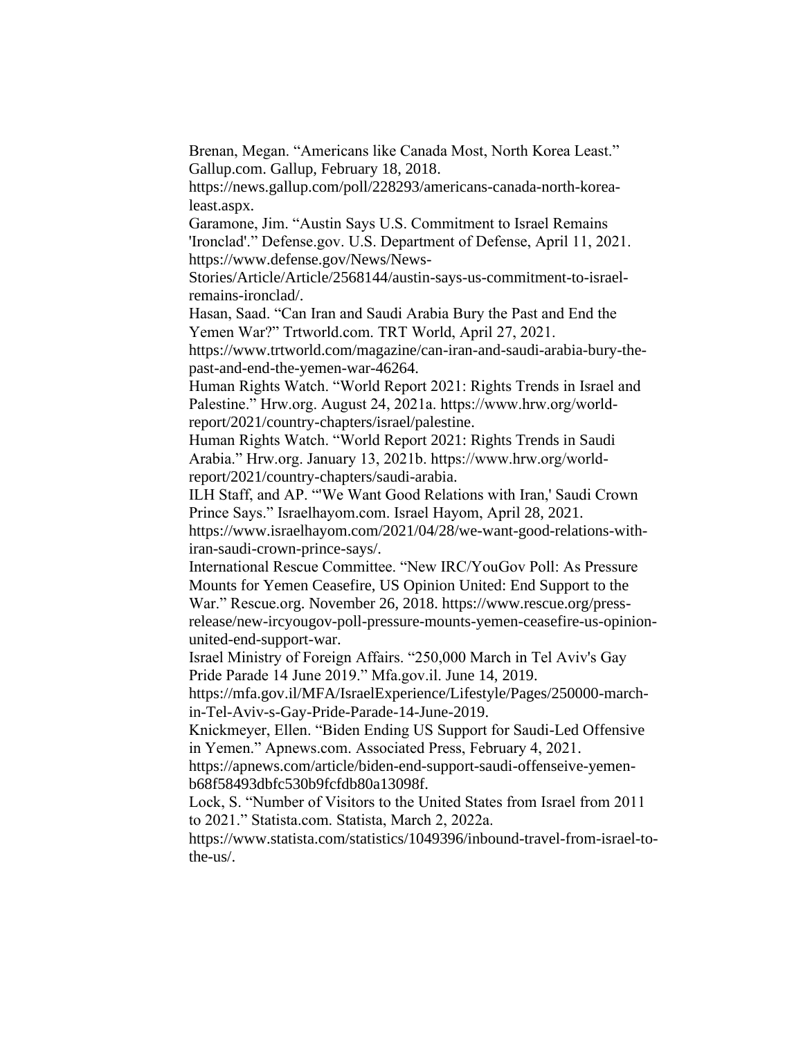Brenan, Megan. "Americans like Canada Most, North Korea Least." Gallup.com. Gallup, February 18, 2018. https://news.gallup.com/poll/228293/americans-canada-north-korea-least.aspx.

Garamone, Jim. "Austin Says U.S. Commitment to Israel Remains 'Ironclad'." Defense.gov. U.S. Department of Defense, April 11, 2021. https://www.defense.gov/News/News-Stories/Article/Article/2568144/austin-says-us-commitment-to-israel-remains-ironclad/.

Hasan, Saad. "Can Iran and Saudi Arabia Bury the Past and End the Yemen War?" Trtworld.com. TRT World, April 27, 2021. https://www.trtworld.com/magazine/can-iran-and-saudi-arabia-bury-the-past-and-end-the-yemen-war-46264.

Human Rights Watch. "World Report 2021: Rights Trends in Israel and Palestine." Hrw.org. August 24, 2021a. https://www.hrw.org/world-report/2021/country-chapters/israel/palestine.

Human Rights Watch. "World Report 2021: Rights Trends in Saudi Arabia." Hrw.org. January 13, 2021b. https://www.hrw.org/world-report/2021/country-chapters/saudi-arabia.

ILH Staff, and AP. "'We Want Good Relations with Iran,' Saudi Crown Prince Says." Israelhayom.com. Israel Hayom, April 28, 2021. https://www.israelhayom.com/2021/04/28/we-want-good-relations-with-iran-saudi-crown-prince-says/.

International Rescue Committee. "New IRC/YouGov Poll: As Pressure Mounts for Yemen Ceasefire, US Opinion United: End Support to the War." Rescue.org. November 26, 2018. https://www.rescue.org/press-release/new-ircyougov-poll-pressure-mounts-yemen-ceasefire-us-opinion-united-end-support-war.

Israel Ministry of Foreign Affairs. "250,000 March in Tel Aviv's Gay Pride Parade 14 June 2019." Mfa.gov.il. June 14, 2019. https://mfa.gov.il/MFA/IsraelExperience/Lifestyle/Pages/250000-march-in-Tel-Aviv-s-Gay-Pride-Parade-14-June-2019.

Knickmeyer, Ellen. "Biden Ending US Support for Saudi-Led Offensive in Yemen." Apnews.com. Associated Press, February 4, 2021. https://apnews.com/article/biden-end-support-saudi-offenseive-yemen-b68f58493dbfc530b9fcfdb80a13098f.

Lock, S. "Number of Visitors to the United States from Israel from 2011 to 2021." Statista.com. Statista, March 2, 2022a. https://www.statista.com/statistics/1049396/inbound-travel-from-israel-to-the-us/.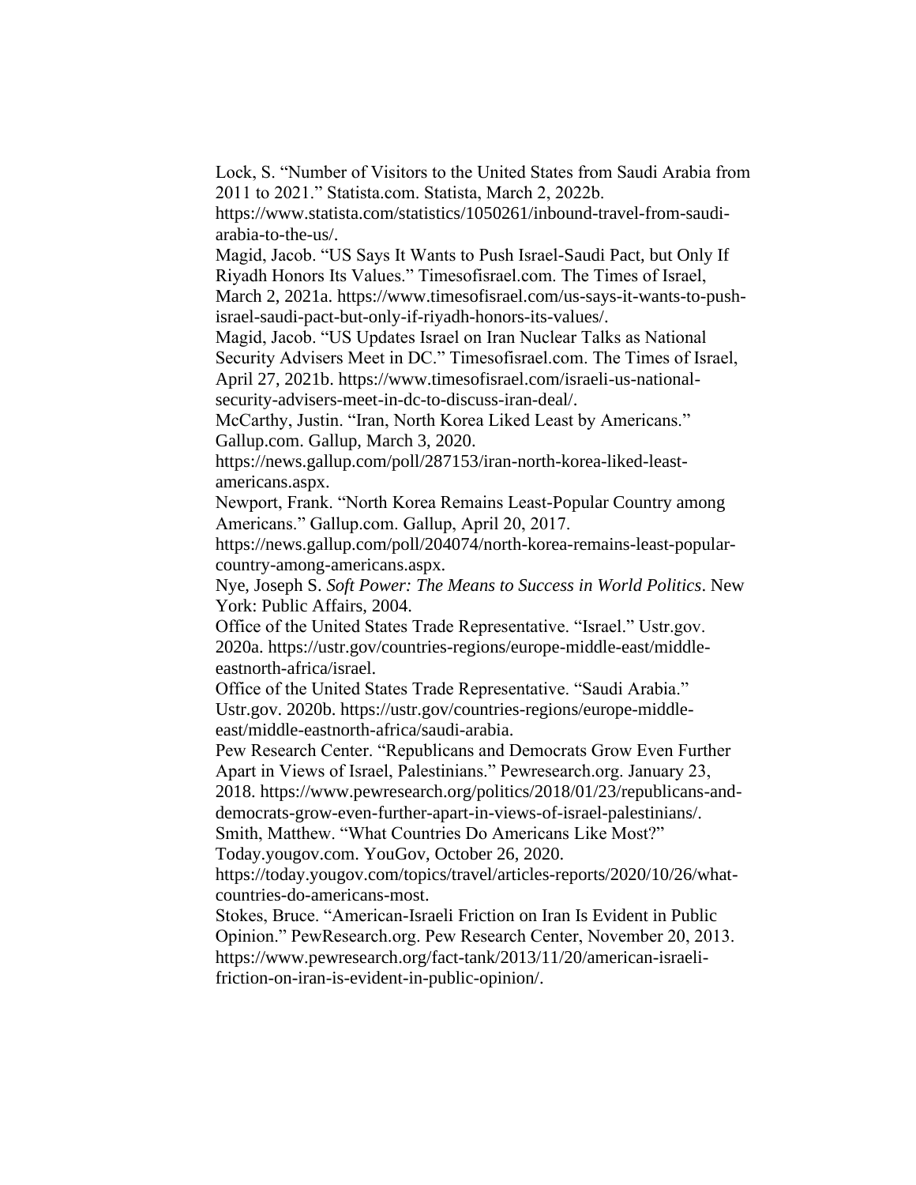Lock, S. “Number of Visitors to the United States from Saudi Arabia from 2011 to 2021.” Statista.com. Statista, March 2, 2022b. https://www.statista.com/statistics/1050261/inbound-travel-from-saudi-arabia-to-the-us/.

Magid, Jacob. “US Says It Wants to Push Israel-Saudi Pact, but Only If Riyadh Honors Its Values.” Timesofisrael.com. The Times of Israel, March 2, 2021a. https://www.timesofisrael.com/us-says-it-wants-to-push-israel-saudi-pact-but-only-if-riyadh-honors-its-values/.

Magid, Jacob. “US Updates Israel on Iran Nuclear Talks as National Security Advisers Meet in DC.” Timesofisrael.com. The Times of Israel, April 27, 2021b. https://www.timesofisrael.com/israeli-us-national-security-advisers-meet-in-dc-to-discuss-iran-deal/.

McCarthy, Justin. “Iran, North Korea Liked Least by Americans.” Gallup.com. Gallup, March 3, 2020. https://news.gallup.com/poll/287153/iran-north-korea-liked-least-americans.aspx.

Newport, Frank. “North Korea Remains Least-Popular Country among Americans.” Gallup.com. Gallup, April 20, 2017. https://news.gallup.com/poll/204074/north-korea-remains-least-popular-country-among-americans.aspx.

Nye, Joseph S. *Soft Power: The Means to Success in World Politics*. New York: Public Affairs, 2004.

Office of the United States Trade Representative. “Israel.” Ustr.gov. 2020a. https://ustr.gov/countries-regions/europe-middle-east/middle-eastnorth-africa/israel.

Office of the United States Trade Representative. “Saudi Arabia.” Ustr.gov. 2020b. https://ustr.gov/countries-regions/europe-middle-east/middle-eastnorth-africa/saudi-arabia.

Pew Research Center. “Republicans and Democrats Grow Even Further Apart in Views of Israel, Palestinians.” Pewresearch.org. January 23, 2018. https://www.pewresearch.org/politics/2018/01/23/republicans-and-democrats-grow-even-further-apart-in-views-of-israel-palestinians/.

Smith, Matthew. “What Countries Do Americans Like Most?” Today.yougov.com. YouGov, October 26, 2020. https://today.yougov.com/topics/travel/articles-reports/2020/10/26/what-countries-do-americans-most.

Stokes, Bruce. “American-Israeli Friction on Iran Is Evident in Public Opinion.” PewResearch.org. Pew Research Center, November 20, 2013. https://www.pewresearch.org/fact-tank/2013/11/20/american-israeli-friction-on-iran-is-evident-in-public-opinion/.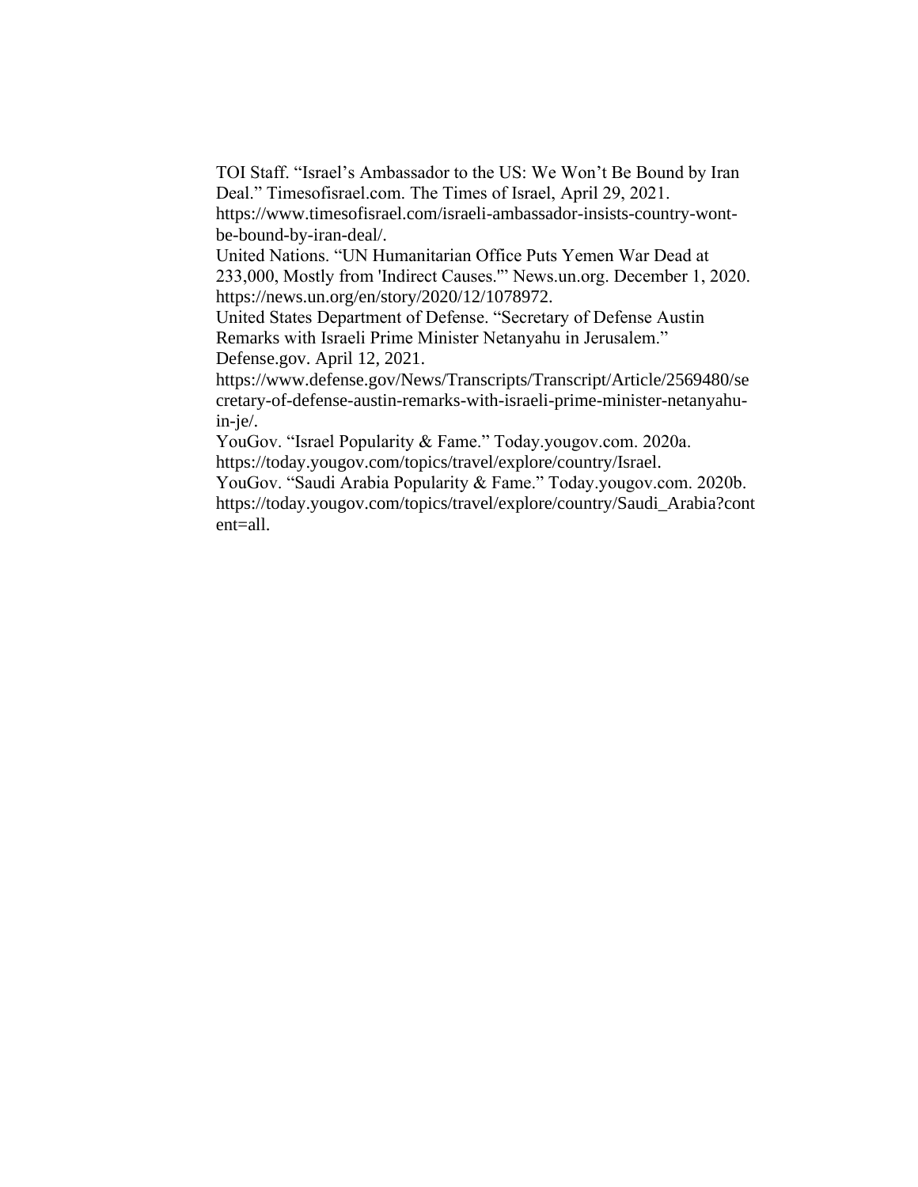TOI Staff. “Israel’s Ambassador to the US: We Won’t Be Bound by Iran Deal.” Timesofisrael.com. The Times of Israel, April 29, 2021. https://www.timesofisrael.com/israeli-ambassador-insists-country-wont-be-bound-by-iran-deal/.

United Nations. “UN Humanitarian Office Puts Yemen War Dead at 233,000, Mostly from 'Indirect Causes.'” News.un.org. December 1, 2020. https://news.un.org/en/story/2020/12/1078972.

United States Department of Defense. “Secretary of Defense Austin Remarks with Israeli Prime Minister Netanyahu in Jerusalem.” Defense.gov. April 12, 2021. https://www.defense.gov/News/Transcripts/Transcript/Article/2569480/secretary-of-defense-austin-remarks-with-israeli-prime-minister-netanyahu-in-je/.

YouGov. “Israel Popularity & Fame.” Today.yougov.com. 2020a. https://today.yougov.com/topics/travel/explore/country/Israel.

YouGov. “Saudi Arabia Popularity & Fame.” Today.yougov.com. 2020b. https://today.yougov.com/topics/travel/explore/country/Saudi_Arabia?content=all.